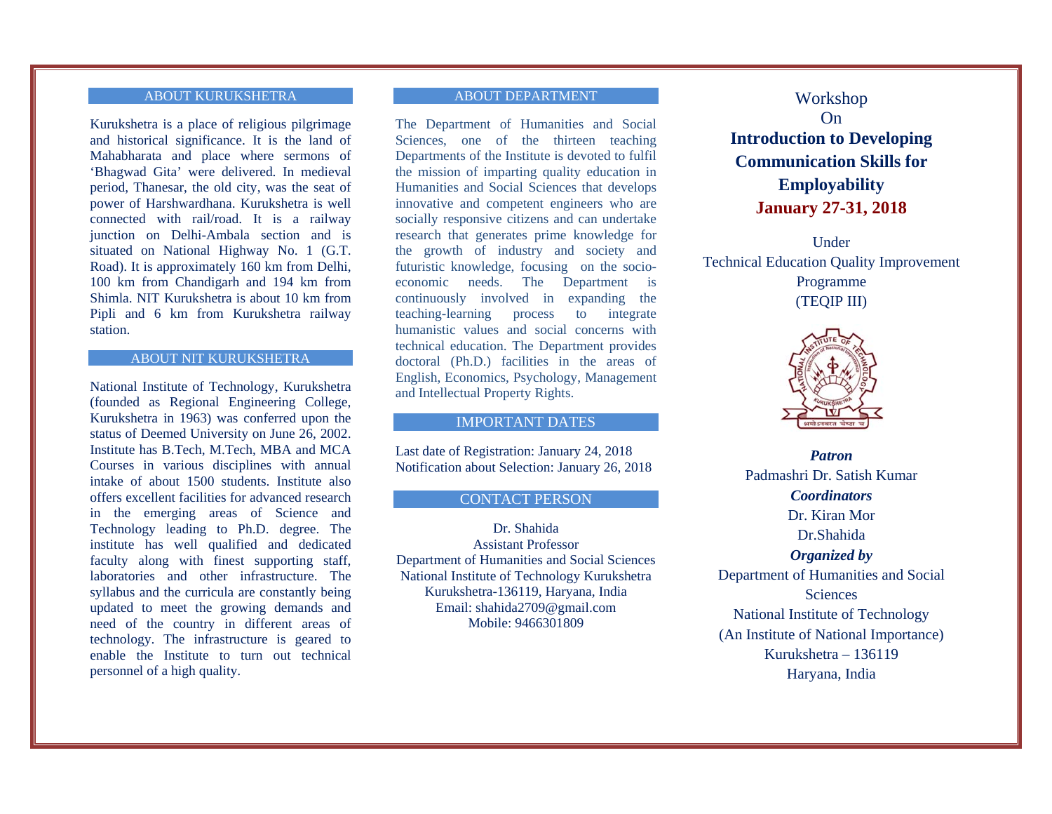## ABOUT KURUKSHETRA

Kurukshetra is a place of religious pilgrimage and historical significance. It is the land of Mahabharata and place where sermons of 'Bhagwad Gita' were delivered. In medieval period, Thanesar, the old city, was the seat of power of Harshwardhana. Kurukshetra is well connected with rail/road. It is a railway junction on Delhi-Ambala section and is situated on National Highway No. 1 (G.T. Road). It is approximately 160 km from Delhi, 100 km from Chandigarh and 194 km from Shimla. NIT Kurukshetra is about 10 km from Pipli and 6 km from Kurukshetra railway station.

## ABOUT NIT KURUKSHETRA

National Institute of Technology, Kurukshetra (founded as Regional Engineering College, Kurukshetra in 1963) was conferred upon the status of Deemed University on June 26, 2002. Institute has B.Tech, M.Tech, MBA and MCA Courses in various disciplines with annual intake of about 1500 students. Institute also offers excellent facilities for advanced research in the emerging areas of Science and Technology leading to Ph.D. degree. The institute has well qualified and dedicated faculty along with finest supporting staff, laboratories and other infrastructure. The syllabus and the curricula are constantly being updated to meet the growing demands and need of the country in different areas of technology. The infrastructure is geared to enable the Institute to turn out technical personnel of a high quality.

## ABOUT DEPARTMENT

The Department of Humanities and Social Sciences, one of the thirteen teaching Departments of the Institute is devoted to fulfil the mission of imparting quality education in Humanities and Social Sciences that develops innovative and competent engineers who are socially responsive citizens and can undertake research that generates prime knowledge for the growth of industry and society and futuristic knowledge, focusing on the socio-economic needs. The Department is continuously involved in expanding the teaching-learning process to integrate humanistic values and social concerns with technical education. The Department provides doctoral (Ph.D.) facilities in the areas of English, Economics, Psychology, Management and Intellectual Property Rights.

## IMPORTANT DATES

Last date of Registration: January 24, 2018
Notification about Selection: January 26, 2018

## CONTACT PERSON

Dr. Shahida
Assistant Professor
Department of Humanities and Social Sciences
National Institute of Technology Kurukshetra
Kurukshetra-136119, Haryana, India
Email: shahida2709@gmail.com
Mobile: 9466301809

Workshop
On

# Introduction to Developing Communication Skills for Employability

**January 27-31, 2018**

Under
Technical Education Quality Improvement Programme
(TEQIP III)

***Patron***
Padmashri Dr. Satish Kumar

***Coordinators***
Dr. Kiran Mor
Dr.Shahida

***Organized by***
Department of Humanities and Social Sciences
National Institute of Technology
(An Institute of National Importance)
Kurukshetra – 136119
Haryana, India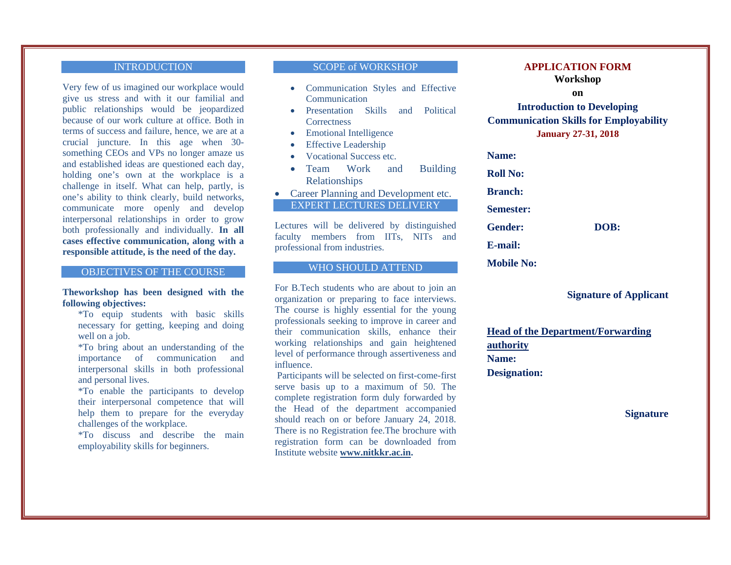## INTRODUCTION

Very few of us imagined our workplace would give us stress and with it our familial and public relationships would be jeopardized because of our work culture at office. Both in terms of success and failure, hence, we are at a crucial juncture. In this age when 30-something CEOs and VPs no longer amaze us and established ideas are questioned each day, holding one's own at the workplace is a challenge in itself. What can help, partly, is one's ability to think clearly, build networks, communicate more openly and develop interpersonal relationships in order to grow both professionally and individually. **In all cases effective communication, along with a responsible attitude, is the need of the day.**

## OBJECTIVES OF THE COURSE

**Theworkshop has been designed with the following objectives:**

*To equip students with basic skills necessary for getting, keeping and doing well on a job.

*To bring about an understanding of the importance of communication and interpersonal skills in both professional and personal lives.

*To enable the participants to develop their interpersonal competence that will help them to prepare for the everyday challenges of the workplace.

*To discuss and describe the main employability skills for beginners.

## SCOPE of WORKSHOP

- Communication Styles and Effective Communication
- Presentation Skills and Political Correctness
- Emotional Intelligence
- Effective Leadership
- Vocational Success etc.
- Team Work and Building Relationships
- Career Planning and Development etc.

## EXPERT LECTURES DELIVERY

Lectures will be delivered by distinguished faculty members from IITs, NITs and professional from industries.

## WHO SHOULD ATTEND

For B.Tech students who are about to join an organization or preparing to face interviews. The course is highly essential for the young professionals seeking to improve in career and their communication skills, enhance their working relationships and gain heightened level of performance through assertiveness and influence.

Participants will be selected on first-come-first serve basis up to a maximum of 50. The complete registration form duly forwarded by the Head of the department accompanied should reach on or before January 24, 2018. There is no Registration fee.The brochure with registration form can be downloaded from Institute website **www.nitkkr.ac.in.**

## APPLICATION FORM

**Workshop**

**on**

**Introduction to Developing Communication Skills for Employability**

**January 27-31, 2018**

**Name:**

**Roll No:**

**Branch:**

**Semester:**

**Gender:** **DOB:**

**E-mail:**

**Mobile No:**

**Signature of Applicant**

**Head of the Department/Forwarding authority**

**Name:**

**Designation:**

**Signature**